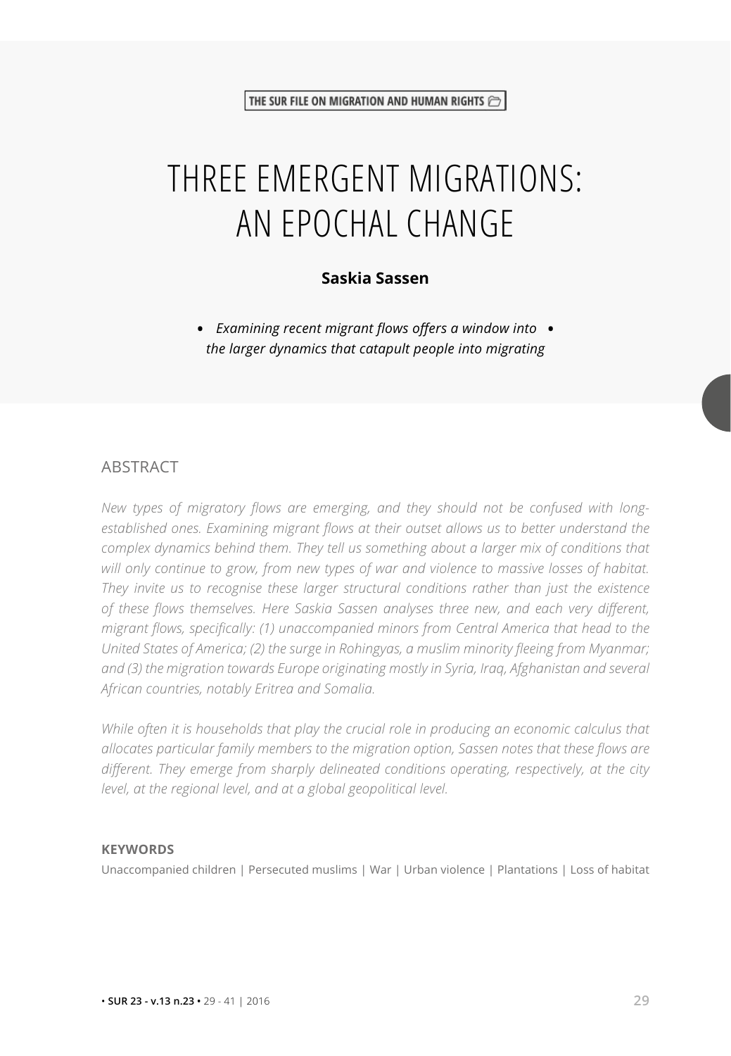THE SUR FILE ON MIGRATION AND HUMAN RIGHTS

# THREE EMERGENT MIGRATIONS: AN EPOCHAL CHANGE

**Saskia Sassen**

• *Examining recent migrant flows offers a window into the larger dynamics that catapult people into migrating* •

## ABSTRACT

*New types of migratory flows are emerging, and they should not be confused with long-established ones. Examining migrant flows at their outset allows us to better understand the complex dynamics behind them. They tell us something about a larger mix of conditions that will only continue to grow, from new types of war and violence to massive losses of habitat. They invite us to recognise these larger structural conditions rather than just the existence of these flows themselves. Here Saskia Sassen analyses three new, and each very different, migrant flows, specifically: (1) unaccompanied minors from Central America that head to the United States of America; (2) the surge in Rohingyas, a muslim minority fleeing from Myanmar; and (3) the migration towards Europe originating mostly in Syria, Iraq, Afghanistan and several African countries, notably Eritrea and Somalia.*

*While often it is households that play the crucial role in producing an economic calculus that allocates particular family members to the migration option, Sassen notes that these flows are different. They emerge from sharply delineated conditions operating, respectively, at the city level, at the regional level, and at a global geopolitical level.*

**KEYWORDS**

Unaccompanied children | Persecuted muslims | War | Urban violence | Plantations | Loss of habitat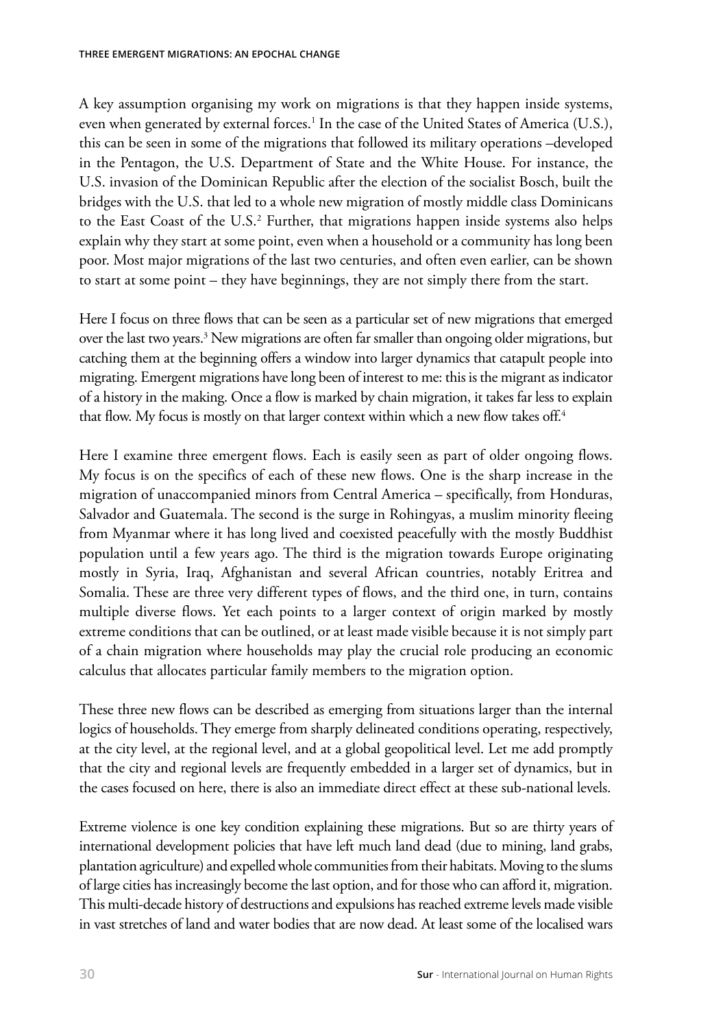A key assumption organising my work on migrations is that they happen inside systems, even when generated by external forces.[1] In the case of the United States of America (U.S.), this can be seen in some of the migrations that followed its military operations –developed in the Pentagon, the U.S. Department of State and the White House. For instance, the U.S. invasion of the Dominican Republic after the election of the socialist Bosch, built the bridges with the U.S. that led to a whole new migration of mostly middle class Dominicans to the East Coast of the U.S.[2] Further, that migrations happen inside systems also helps explain why they start at some point, even when a household or a community has long been poor. Most major migrations of the last two centuries, and often even earlier, can be shown to start at some point – they have beginnings, they are not simply there from the start.

Here I focus on three flows that can be seen as a particular set of new migrations that emerged over the last two years.[3] New migrations are often far smaller than ongoing older migrations, but catching them at the beginning offers a window into larger dynamics that catapult people into migrating. Emergent migrations have long been of interest to me: this is the migrant as indicator of a history in the making. Once a flow is marked by chain migration, it takes far less to explain that flow. My focus is mostly on that larger context within which a new flow takes off.[4]

Here I examine three emergent flows. Each is easily seen as part of older ongoing flows. My focus is on the specifics of each of these new flows. One is the sharp increase in the migration of unaccompanied minors from Central America – specifically, from Honduras, Salvador and Guatemala. The second is the surge in Rohingyas, a muslim minority fleeing from Myanmar where it has long lived and coexisted peacefully with the mostly Buddhist population until a few years ago. The third is the migration towards Europe originating mostly in Syria, Iraq, Afghanistan and several African countries, notably Eritrea and Somalia. These are three very different types of flows, and the third one, in turn, contains multiple diverse flows. Yet each points to a larger context of origin marked by mostly extreme conditions that can be outlined, or at least made visible because it is not simply part of a chain migration where households may play the crucial role producing an economic calculus that allocates particular family members to the migration option.

These three new flows can be described as emerging from situations larger than the internal logics of households. They emerge from sharply delineated conditions operating, respectively, at the city level, at the regional level, and at a global geopolitical level. Let me add promptly that the city and regional levels are frequently embedded in a larger set of dynamics, but in the cases focused on here, there is also an immediate direct effect at these sub-national levels.

Extreme violence is one key condition explaining these migrations. But so are thirty years of international development policies that have left much land dead (due to mining, land grabs, plantation agriculture) and expelled whole communities from their habitats. Moving to the slums of large cities has increasingly become the last option, and for those who can afford it, migration. This multi-decade history of destructions and expulsions has reached extreme levels made visible in vast stretches of land and water bodies that are now dead. At least some of the localised wars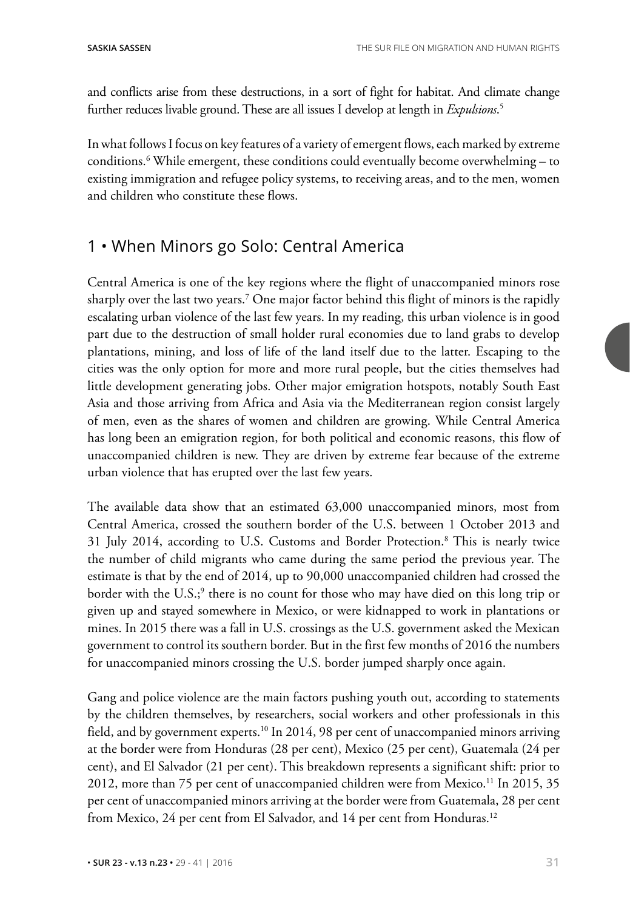and conflicts arise from these destructions, in a sort of fight for habitat. And climate change further reduces livable ground. These are all issues I develop at length in *Expulsions*.[5]

In what follows I focus on key features of a variety of emergent flows, each marked by extreme conditions.[6] While emergent, these conditions could eventually become overwhelming – to existing immigration and refugee policy systems, to receiving areas, and to the men, women and children who constitute these flows.

## 1 • When Minors go Solo: Central America

Central America is one of the key regions where the flight of unaccompanied minors rose sharply over the last two years.[7] One major factor behind this flight of minors is the rapidly escalating urban violence of the last few years. In my reading, this urban violence is in good part due to the destruction of small holder rural economies due to land grabs to develop plantations, mining, and loss of life of the land itself due to the latter. Escaping to the cities was the only option for more and more rural people, but the cities themselves had little development generating jobs. Other major emigration hotspots, notably South East Asia and those arriving from Africa and Asia via the Mediterranean region consist largely of men, even as the shares of women and children are growing. While Central America has long been an emigration region, for both political and economic reasons, this flow of unaccompanied children is new. They are driven by extreme fear because of the extreme urban violence that has erupted over the last few years.

The available data show that an estimated 63,000 unaccompanied minors, most from Central America, crossed the southern border of the U.S. between 1 October 2013 and 31 July 2014, according to U.S. Customs and Border Protection.[8] This is nearly twice the number of child migrants who came during the same period the previous year. The estimate is that by the end of 2014, up to 90,000 unaccompanied children had crossed the border with the U.S.;[9] there is no count for those who may have died on this long trip or given up and stayed somewhere in Mexico, or were kidnapped to work in plantations or mines. In 2015 there was a fall in U.S. crossings as the U.S. government asked the Mexican government to control its southern border. But in the first few months of 2016 the numbers for unaccompanied minors crossing the U.S. border jumped sharply once again.

Gang and police violence are the main factors pushing youth out, according to statements by the children themselves, by researchers, social workers and other professionals in this field, and by government experts.[10] In 2014, 98 per cent of unaccompanied minors arriving at the border were from Honduras (28 per cent), Mexico (25 per cent), Guatemala (24 per cent), and El Salvador (21 per cent). This breakdown represents a significant shift: prior to 2012, more than 75 per cent of unaccompanied children were from Mexico.[11] In 2015, 35 per cent of unaccompanied minors arriving at the border were from Guatemala, 28 per cent from Mexico, 24 per cent from El Salvador, and 14 per cent from Honduras.[12]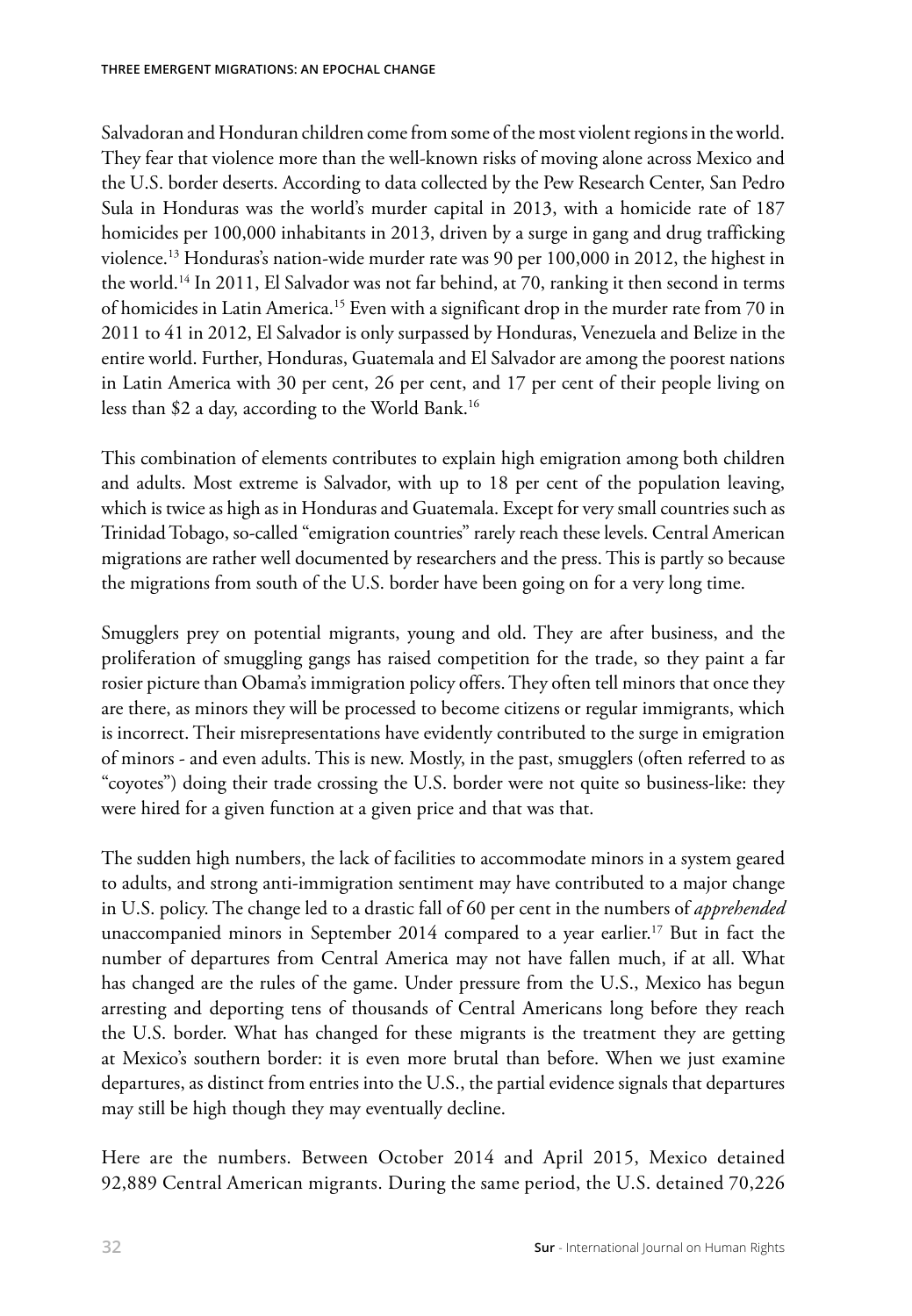Salvadoran and Honduran children come from some of the most violent regions in the world. They fear that violence more than the well-known risks of moving alone across Mexico and the U.S. border deserts. According to data collected by the Pew Research Center, San Pedro Sula in Honduras was the world's murder capital in 2013, with a homicide rate of 187 homicides per 100,000 inhabitants in 2013, driven by a surge in gang and drug trafficking violence.[13] Honduras's nation-wide murder rate was 90 per 100,000 in 2012, the highest in the world.[14] In 2011, El Salvador was not far behind, at 70, ranking it then second in terms of homicides in Latin America.[15] Even with a significant drop in the murder rate from 70 in 2011 to 41 in 2012, El Salvador is only surpassed by Honduras, Venezuela and Belize in the entire world. Further, Honduras, Guatemala and El Salvador are among the poorest nations in Latin America with 30 per cent, 26 per cent, and 17 per cent of their people living on less than $2 a day, according to the World Bank.[16]

This combination of elements contributes to explain high emigration among both children and adults. Most extreme is Salvador, with up to 18 per cent of the population leaving, which is twice as high as in Honduras and Guatemala. Except for very small countries such as Trinidad Tobago, so-called "emigration countries" rarely reach these levels. Central American migrations are rather well documented by researchers and the press. This is partly so because the migrations from south of the U.S. border have been going on for a very long time.

Smugglers prey on potential migrants, young and old. They are after business, and the proliferation of smuggling gangs has raised competition for the trade, so they paint a far rosier picture than Obama's immigration policy offers. They often tell minors that once they are there, as minors they will be processed to become citizens or regular immigrants, which is incorrect. Their misrepresentations have evidently contributed to the surge in emigration of minors - and even adults. This is new. Mostly, in the past, smugglers (often referred to as "coyotes") doing their trade crossing the U.S. border were not quite so business-like: they were hired for a given function at a given price and that was that.

The sudden high numbers, the lack of facilities to accommodate minors in a system geared to adults, and strong anti-immigration sentiment may have contributed to a major change in U.S. policy. The change led to a drastic fall of 60 per cent in the numbers of *apprehended* unaccompanied minors in September 2014 compared to a year earlier.[17] But in fact the number of departures from Central America may not have fallen much, if at all. What has changed are the rules of the game. Under pressure from the U.S., Mexico has begun arresting and deporting tens of thousands of Central Americans long before they reach the U.S. border. What has changed for these migrants is the treatment they are getting at Mexico's southern border: it is even more brutal than before. When we just examine departures, as distinct from entries into the U.S., the partial evidence signals that departures may still be high though they may eventually decline.

Here are the numbers. Between October 2014 and April 2015, Mexico detained 92,889 Central American migrants. During the same period, the U.S. detained 70,226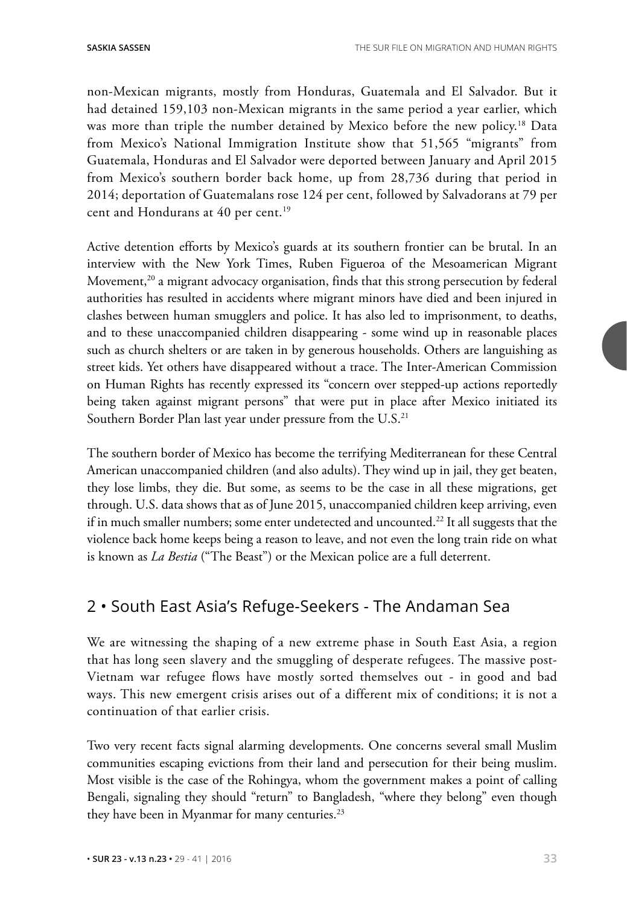non-Mexican migrants, mostly from Honduras, Guatemala and El Salvador. But it had detained 159,103 non-Mexican migrants in the same period a year earlier, which was more than triple the number detained by Mexico before the new policy.[18] Data from Mexico's National Immigration Institute show that 51,565 "migrants" from Guatemala, Honduras and El Salvador were deported between January and April 2015 from Mexico's southern border back home, up from 28,736 during that period in 2014; deportation of Guatemalans rose 124 per cent, followed by Salvadorans at 79 per cent and Hondurans at 40 per cent.[19]

Active detention efforts by Mexico's guards at its southern frontier can be brutal. In an interview with the New York Times, Ruben Figueroa of the Mesoamerican Migrant Movement,[20] a migrant advocacy organisation, finds that this strong persecution by federal authorities has resulted in accidents where migrant minors have died and been injured in clashes between human smugglers and police. It has also led to imprisonment, to deaths, and to these unaccompanied children disappearing - some wind up in reasonable places such as church shelters or are taken in by generous households. Others are languishing as street kids. Yet others have disappeared without a trace. The Inter-American Commission on Human Rights has recently expressed its "concern over stepped-up actions reportedly being taken against migrant persons" that were put in place after Mexico initiated its Southern Border Plan last year under pressure from the U.S.[21]

The southern border of Mexico has become the terrifying Mediterranean for these Central American unaccompanied children (and also adults). They wind up in jail, they get beaten, they lose limbs, they die. But some, as seems to be the case in all these migrations, get through. U.S. data shows that as of June 2015, unaccompanied children keep arriving, even if in much smaller numbers; some enter undetected and uncounted.[22] It all suggests that the violence back home keeps being a reason to leave, and not even the long train ride on what is known as *La Bestia* ("The Beast") or the Mexican police are a full deterrent.

## 2 • South East Asia's Refuge-Seekers - The Andaman Sea

We are witnessing the shaping of a new extreme phase in South East Asia, a region that has long seen slavery and the smuggling of desperate refugees. The massive post-Vietnam war refugee flows have mostly sorted themselves out - in good and bad ways. This new emergent crisis arises out of a different mix of conditions; it is not a continuation of that earlier crisis.

Two very recent facts signal alarming developments. One concerns several small Muslim communities escaping evictions from their land and persecution for their being muslim. Most visible is the case of the Rohingya, whom the government makes a point of calling Bengali, signaling they should "return" to Bangladesh, "where they belong" even though they have been in Myanmar for many centuries.[23]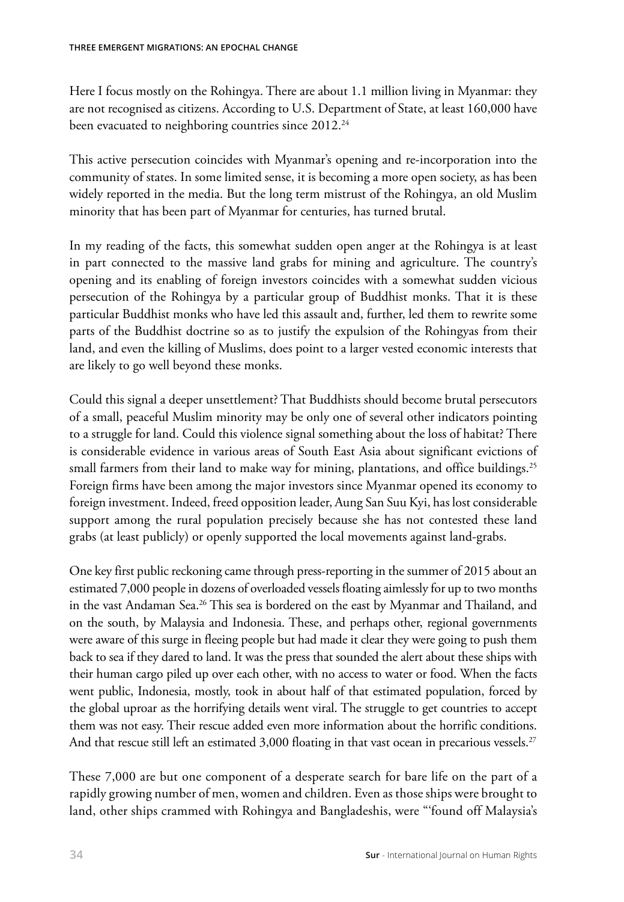Here I focus mostly on the Rohingya. There are about 1.1 million living in Myanmar: they are not recognised as citizens. According to U.S. Department of State, at least 160,000 have been evacuated to neighboring countries since 2012.[24]

This active persecution coincides with Myanmar's opening and re-incorporation into the community of states. In some limited sense, it is becoming a more open society, as has been widely reported in the media. But the long term mistrust of the Rohingya, an old Muslim minority that has been part of Myanmar for centuries, has turned brutal.

In my reading of the facts, this somewhat sudden open anger at the Rohingya is at least in part connected to the massive land grabs for mining and agriculture. The country's opening and its enabling of foreign investors coincides with a somewhat sudden vicious persecution of the Rohingya by a particular group of Buddhist monks. That it is these particular Buddhist monks who have led this assault and, further, led them to rewrite some parts of the Buddhist doctrine so as to justify the expulsion of the Rohingyas from their land, and even the killing of Muslims, does point to a larger vested economic interests that are likely to go well beyond these monks.

Could this signal a deeper unsettlement? That Buddhists should become brutal persecutors of a small, peaceful Muslim minority may be only one of several other indicators pointing to a struggle for land. Could this violence signal something about the loss of habitat? There is considerable evidence in various areas of South East Asia about significant evictions of small farmers from their land to make way for mining, plantations, and office buildings.[25] Foreign firms have been among the major investors since Myanmar opened its economy to foreign investment. Indeed, freed opposition leader, Aung San Suu Kyi, has lost considerable support among the rural population precisely because she has not contested these land grabs (at least publicly) or openly supported the local movements against land-grabs.

One key first public reckoning came through press-reporting in the summer of 2015 about an estimated 7,000 people in dozens of overloaded vessels floating aimlessly for up to two months in the vast Andaman Sea.[26] This sea is bordered on the east by Myanmar and Thailand, and on the south, by Malaysia and Indonesia. These, and perhaps other, regional governments were aware of this surge in fleeing people but had made it clear they were going to push them back to sea if they dared to land. It was the press that sounded the alert about these ships with their human cargo piled up over each other, with no access to water or food. When the facts went public, Indonesia, mostly, took in about half of that estimated population, forced by the global uproar as the horrifying details went viral. The struggle to get countries to accept them was not easy. Their rescue added even more information about the horrific conditions. And that rescue still left an estimated 3,000 floating in that vast ocean in precarious vessels.[27]

These 7,000 are but one component of a desperate search for bare life on the part of a rapidly growing number of men, women and children. Even as those ships were brought to land, other ships crammed with Rohingya and Bangladeshis, were "'found off Malaysia's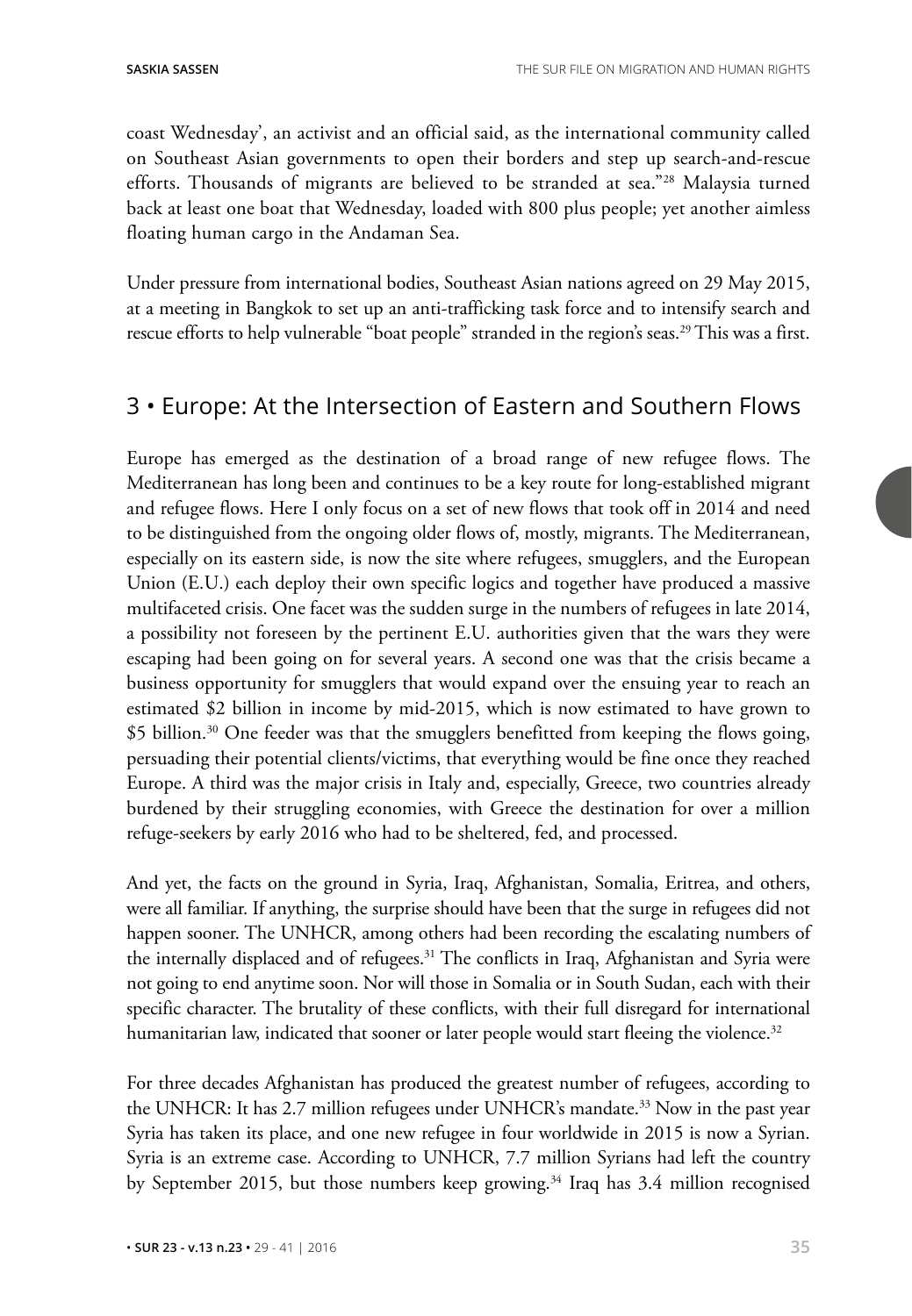coast Wednesday', an activist and an official said, as the international community called on Southeast Asian governments to open their borders and step up search-and-rescue efforts. Thousands of migrants are believed to be stranded at sea."[28] Malaysia turned back at least one boat that Wednesday, loaded with 800 plus people; yet another aimless floating human cargo in the Andaman Sea.

Under pressure from international bodies, Southeast Asian nations agreed on 29 May 2015, at a meeting in Bangkok to set up an anti-trafficking task force and to intensify search and rescue efforts to help vulnerable "boat people" stranded in the region's seas.[29] This was a first.

## 3 • Europe: At the Intersection of Eastern and Southern Flows

Europe has emerged as the destination of a broad range of new refugee flows. The Mediterranean has long been and continues to be a key route for long-established migrant and refugee flows. Here I only focus on a set of new flows that took off in 2014 and need to be distinguished from the ongoing older flows of, mostly, migrants. The Mediterranean, especially on its eastern side, is now the site where refugees, smugglers, and the European Union (E.U.) each deploy their own specific logics and together have produced a massive multifaceted crisis. One facet was the sudden surge in the numbers of refugees in late 2014, a possibility not foreseen by the pertinent E.U. authorities given that the wars they were escaping had been going on for several years. A second one was that the crisis became a business opportunity for smugglers that would expand over the ensuing year to reach an estimated $2 billion in income by mid-2015, which is now estimated to have grown to $5 billion.[30] One feeder was that the smugglers benefitted from keeping the flows going, persuading their potential clients/victims, that everything would be fine once they reached Europe. A third was the major crisis in Italy and, especially, Greece, two countries already burdened by their struggling economies, with Greece the destination for over a million refuge-seekers by early 2016 who had to be sheltered, fed, and processed.

And yet, the facts on the ground in Syria, Iraq, Afghanistan, Somalia, Eritrea, and others, were all familiar. If anything, the surprise should have been that the surge in refugees did not happen sooner. The UNHCR, among others had been recording the escalating numbers of the internally displaced and of refugees.[31] The conflicts in Iraq, Afghanistan and Syria were not going to end anytime soon. Nor will those in Somalia or in South Sudan, each with their specific character. The brutality of these conflicts, with their full disregard for international humanitarian law, indicated that sooner or later people would start fleeing the violence.[32]

For three decades Afghanistan has produced the greatest number of refugees, according to the UNHCR: It has 2.7 million refugees under UNHCR's mandate.[33] Now in the past year Syria has taken its place, and one new refugee in four worldwide in 2015 is now a Syrian. Syria is an extreme case. According to UNHCR, 7.7 million Syrians had left the country by September 2015, but those numbers keep growing.[34] Iraq has 3.4 million recognised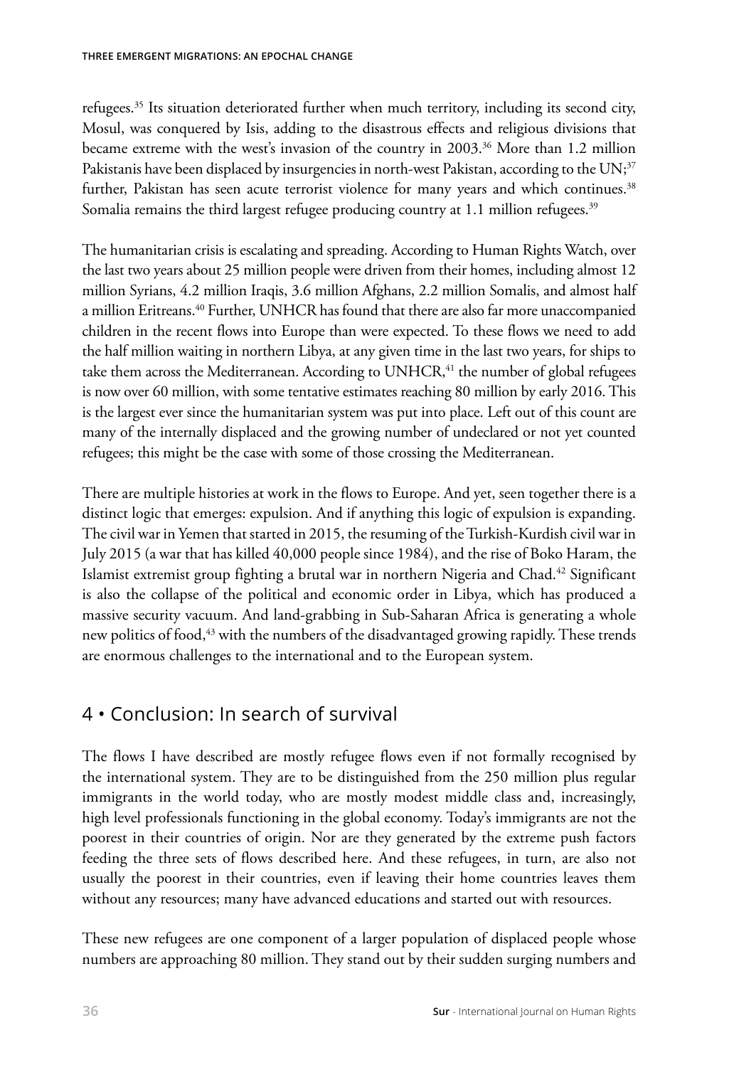refugees.[35] Its situation deteriorated further when much territory, including its second city, Mosul, was conquered by Isis, adding to the disastrous effects and religious divisions that became extreme with the west's invasion of the country in 2003.[36] More than 1.2 million Pakistanis have been displaced by insurgencies in north-west Pakistan, according to the UN;[37] further, Pakistan has seen acute terrorist violence for many years and which continues.[38] Somalia remains the third largest refugee producing country at 1.1 million refugees.[39]

The humanitarian crisis is escalating and spreading. According to Human Rights Watch, over the last two years about 25 million people were driven from their homes, including almost 12 million Syrians, 4.2 million Iraqis, 3.6 million Afghans, 2.2 million Somalis, and almost half a million Eritreans.[40] Further, UNHCR has found that there are also far more unaccompanied children in the recent flows into Europe than were expected. To these flows we need to add the half million waiting in northern Libya, at any given time in the last two years, for ships to take them across the Mediterranean. According to UNHCR,[41] the number of global refugees is now over 60 million, with some tentative estimates reaching 80 million by early 2016. This is the largest ever since the humanitarian system was put into place. Left out of this count are many of the internally displaced and the growing number of undeclared or not yet counted refugees; this might be the case with some of those crossing the Mediterranean.

There are multiple histories at work in the flows to Europe. And yet, seen together there is a distinct logic that emerges: expulsion. And if anything this logic of expulsion is expanding. The civil war in Yemen that started in 2015, the resuming of the Turkish-Kurdish civil war in July 2015 (a war that has killed 40,000 people since 1984), and the rise of Boko Haram, the Islamist extremist group fighting a brutal war in northern Nigeria and Chad.[42] Significant is also the collapse of the political and economic order in Libya, which has produced a massive security vacuum. And land-grabbing in Sub-Saharan Africa is generating a whole new politics of food,[43] with the numbers of the disadvantaged growing rapidly. These trends are enormous challenges to the international and to the European system.

## 4 • Conclusion: In search of survival

The flows I have described are mostly refugee flows even if not formally recognised by the international system. They are to be distinguished from the 250 million plus regular immigrants in the world today, who are mostly modest middle class and, increasingly, high level professionals functioning in the global economy. Today's immigrants are not the poorest in their countries of origin. Nor are they generated by the extreme push factors feeding the three sets of flows described here. And these refugees, in turn, are also not usually the poorest in their countries, even if leaving their home countries leaves them without any resources; many have advanced educations and started out with resources.

These new refugees are one component of a larger population of displaced people whose numbers are approaching 80 million. They stand out by their sudden surging numbers and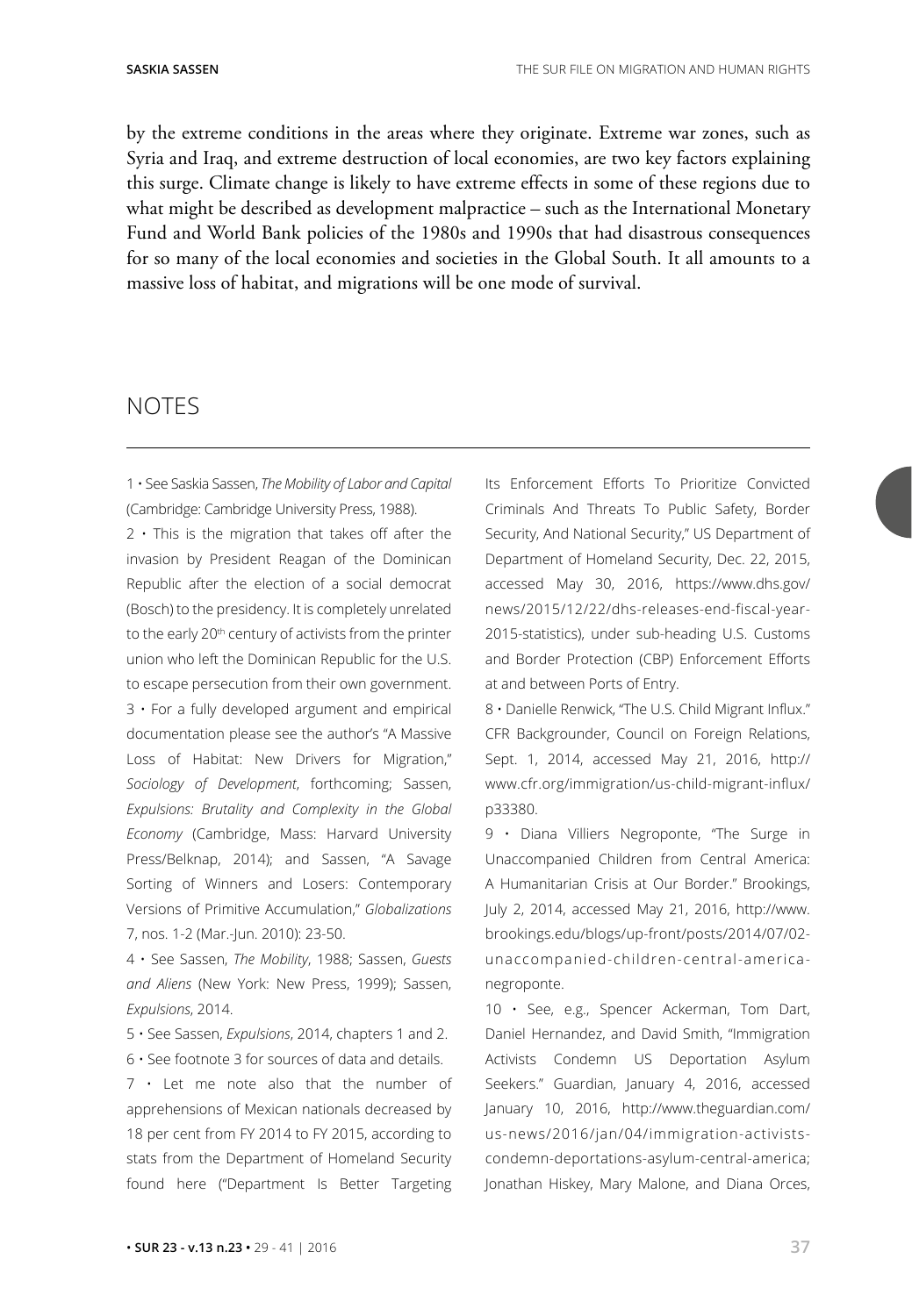by the extreme conditions in the areas where they originate. Extreme war zones, such as Syria and Iraq, and extreme destruction of local economies, are two key factors explaining this surge. Climate change is likely to have extreme effects in some of these regions due to what might be described as development malpractice – such as the International Monetary Fund and World Bank policies of the 1980s and 1990s that had disastrous consequences for so many of the local economies and societies in the Global South. It all amounts to a massive loss of habitat, and migrations will be one mode of survival.

## NOTES

1 • See Saskia Sassen, *The Mobility of Labor and Capital* (Cambridge: Cambridge University Press, 1988).

2 • This is the migration that takes off after the invasion by President Reagan of the Dominican Republic after the election of a social democrat (Bosch) to the presidency. It is completely unrelated to the early 20th century of activists from the printer union who left the Dominican Republic for the U.S. to escape persecution from their own government.

3 • For a fully developed argument and empirical documentation please see the author's "A Massive Loss of Habitat: New Drivers for Migration," *Sociology of Development*, forthcoming; Sassen, *Expulsions: Brutality and Complexity in the Global Economy* (Cambridge, Mass: Harvard University Press/Belknap, 2014); and Sassen, "A Savage Sorting of Winners and Losers: Contemporary Versions of Primitive Accumulation," *Globalizations* 7, nos. 1-2 (Mar.-Jun. 2010): 23-50.

4 • See Sassen, *The Mobility*, 1988; Sassen, *Guests and Aliens* (New York: New Press, 1999); Sassen, *Expulsions*, 2014.

5 • See Sassen, *Expulsions*, 2014, chapters 1 and 2.

6 • See footnote 3 for sources of data and details.

7 • Let me note also that the number of apprehensions of Mexican nationals decreased by 18 per cent from FY 2014 to FY 2015, according to stats from the Department of Homeland Security found here ("Department Is Better Targeting Its Enforcement Efforts To Prioritize Convicted Criminals And Threats To Public Safety, Border Security, And National Security," US Department of Department of Homeland Security, Dec. 22, 2015, accessed May 30, 2016, https://www.dhs.gov/news/2015/12/22/dhs-releases-end-fiscal-year-2015-statistics), under sub-heading U.S. Customs and Border Protection (CBP) Enforcement Efforts at and between Ports of Entry.

8 • Danielle Renwick, "The U.S. Child Migrant Influx." CFR Backgrounder, Council on Foreign Relations, Sept. 1, 2014, accessed May 21, 2016, http://www.cfr.org/immigration/us-child-migrant-influx/p33380.

9 • Diana Villiers Negroponte, "The Surge in Unaccompanied Children from Central America: A Humanitarian Crisis at Our Border." Brookings, July 2, 2014, accessed May 21, 2016, http://www.brookings.edu/blogs/up-front/posts/2014/07/02-unaccompanied-children-central-america-negroponte.

10 • See, e.g., Spencer Ackerman, Tom Dart, Daniel Hernandez, and David Smith, "Immigration Activists Condemn US Deportation Asylum Seekers." Guardian, January 4, 2016, accessed January 10, 2016, http://www.theguardian.com/us-news/2016/jan/04/immigration-activists-condemn-deportations-asylum-central-america; Jonathan Hiskey, Mary Malone, and Diana Orces,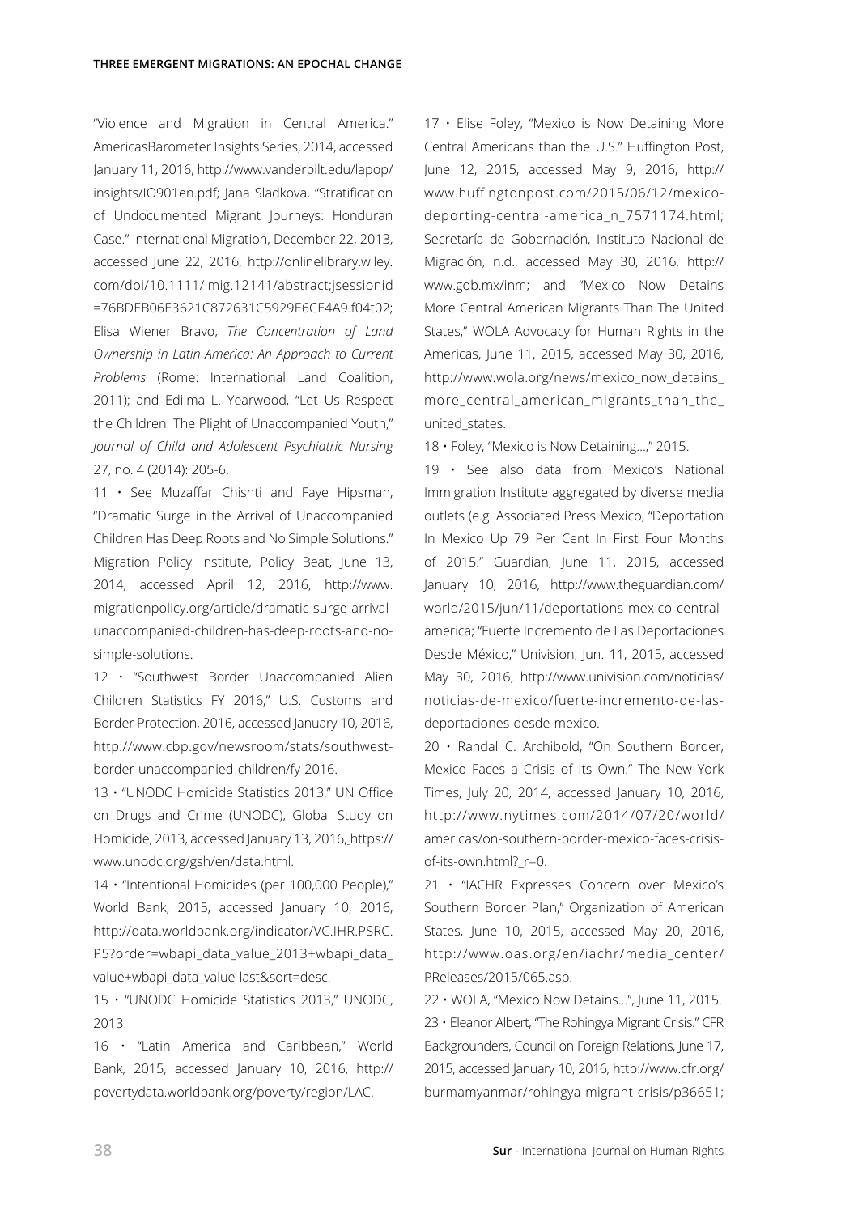"Violence and Migration in Central America." AmericasBarometer Insights Series, 2014, accessed January 11, 2016, http://www.vanderbilt.edu/lapop/insights/IO901en.pdf; Jana Sladkova, "Stratification of Undocumented Migrant Journeys: Honduran Case." International Migration, December 22, 2013, accessed June 22, 2016, http://onlinelibrary.wiley.com/doi/10.1111/imig.12141/abstract;jsessionid=76BDEB06E3621C872631C5929E6CE4A9.f04t02; Elisa Wiener Bravo, *The Concentration of Land Ownership in Latin America: An Approach to Current Problems* (Rome: International Land Coalition, 2011); and Edilma L. Yearwood, "Let Us Respect the Children: The Plight of Unaccompanied Youth," *Journal of Child and Adolescent Psychiatric Nursing* 27, no. 4 (2014): 205-6.

11 • See Muzaffar Chishti and Faye Hipsman, "Dramatic Surge in the Arrival of Unaccompanied Children Has Deep Roots and No Simple Solutions." Migration Policy Institute, Policy Beat, June 13, 2014, accessed April 12, 2016, http://www.migrationpolicy.org/article/dramatic-surge-arrival-unaccompanied-children-has-deep-roots-and-no-simple-solutions.

12 • "Southwest Border Unaccompanied Alien Children Statistics FY 2016," U.S. Customs and Border Protection, 2016, accessed January 10, 2016, http://www.cbp.gov/newsroom/stats/southwest-border-unaccompanied-children/fy-2016.

13 • "UNODC Homicide Statistics 2013," UN Office on Drugs and Crime (UNODC), Global Study on Homicide, 2013, accessed January 13, 2016, https://www.unodc.org/gsh/en/data.html.

14 • "Intentional Homicides (per 100,000 People)," World Bank, 2015, accessed January 10, 2016, http://data.worldbank.org/indicator/VC.IHR.PSRC.P5?order=wbapi_data_value_2013+wbapi_data_value+wbapi_data_value-last&sort=desc.

15 • "UNODC Homicide Statistics 2013," UNODC, 2013.

16 • "Latin America and Caribbean," World Bank, 2015, accessed January 10, 2016, http://povertydata.worldbank.org/poverty/region/LAC.

17 • Elise Foley, "Mexico is Now Detaining More Central Americans than the U.S." Huffington Post, June 12, 2015, accessed May 9, 2016, http://www.huffingtonpost.com/2015/06/12/mexico-deporting-central-america_n_7571174.html; Secretaría de Gobernación, Instituto Nacional de Migración, n.d., accessed May 30, 2016, http://www.gob.mx/inm; and "Mexico Now Detains More Central American Migrants Than The United States," WOLA Advocacy for Human Rights in the Americas, June 11, 2015, accessed May 30, 2016, http://www.wola.org/news/mexico_now_detains_more_central_american_migrants_than_the_united_states.

18 • Foley, "Mexico is Now Detaining...," 2015.

19 • See also data from Mexico's National Immigration Institute aggregated by diverse media outlets (e.g. Associated Press Mexico, "Deportation In Mexico Up 79 Per Cent In First Four Months of 2015." Guardian, June 11, 2015, accessed January 10, 2016, http://www.theguardian.com/world/2015/jun/11/deportations-mexico-central-america; "Fuerte Incremento de Las Deportaciones Desde México," Univision, Jun. 11, 2015, accessed May 30, 2016, http://www.univision.com/noticias/noticias-de-mexico/fuerte-incremento-de-las-deportaciones-desde-mexico.

20 • Randal C. Archibold, "On Southern Border, Mexico Faces a Crisis of Its Own." The New York Times, July 20, 2014, accessed January 10, 2016, http://www.nytimes.com/2014/07/20/world/americas/on-southern-border-mexico-faces-crisis-of-its-own.html?_r=0.

21 • "IACHR Expresses Concern over Mexico's Southern Border Plan," Organization of American States, June 10, 2015, accessed May 20, 2016, http://www.oas.org/en/iachr/media_center/PReleases/2015/065.asp.

22 • WOLA, "Mexico Now Detains...", June 11, 2015.

23 • Eleanor Albert, "The Rohingya Migrant Crisis." CFR Backgrounders, Council on Foreign Relations, June 17, 2015, accessed January 10, 2016, http://www.cfr.org/burmamyanmar/rohingya-migrant-crisis/p36651;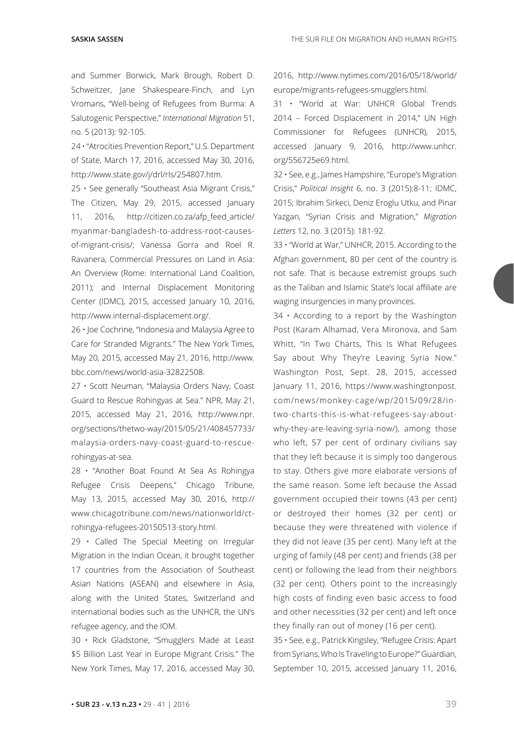and Summer Borwick, Mark Brough, Robert D. Schweitzer, Jane Shakespeare-Finch, and Lyn Vromans, "Well-being of Refugees from Burma: A Salutogenic Perspective," *International Migration* 51, no. 5 (2013): 92-105.

24 • "Atrocities Prevention Report," U.S. Department of State, March 17, 2016, accessed May 30, 2016, http://www.state.gov/j/drl/rls/254807.htm.

25 • See generally "Southeast Asia Migrant Crisis," The Citizen, May 29, 2015, accessed January 11, 2016, http://citizen.co.za/afp_feed_article/myanmar-bangladesh-to-address-root-causes-of-migrant-crisis/; Vanessa Gorra and Roel R. Ravanera, Commercial Pressures on Land in Asia: An Overview (Rome: International Land Coalition, 2011); and Internal Displacement Monitoring Center (IDMC), 2015, accessed January 10, 2016, http://www.internal-displacement.org/.

26 • Joe Cochrine, "Indonesia and Malaysia Agree to Care for Stranded Migrants." The New York Times, May 20, 2015, accessed May 21, 2016, http://www.bbc.com/news/world-asia-32822508.

27 • Scott Neuman, "Malaysia Orders Navy, Coast Guard to Rescue Rohingyas at Sea." NPR, May 21, 2015, accessed May 21, 2016, http://www.npr.org/sections/thetwo-way/2015/05/21/408457733/malaysia-orders-navy-coast-guard-to-rescue-rohingyas-at-sea.

28 • "Another Boat Found At Sea As Rohingya Refugee Crisis Deepens," Chicago Tribune, May 13, 2015, accessed May 30, 2016, http://www.chicagotribune.com/news/nationworld/ct-rohingya-refugees-20150513-story.html.

29 • Called The Special Meeting on Irregular Migration in the Indian Ocean, it brought together 17 countries from the Association of Southeast Asian Nations (ASEAN) and elsewhere in Asia, along with the United States, Switzerland and international bodies such as the UNHCR, the UN's refugee agency, and the IOM.

30 • Rick Gladstone, "Smugglers Made at Least $5 Billion Last Year in Europe Migrant Crisis." The New York Times, May 17, 2016, accessed May 30, 2016, http://www.nytimes.com/2016/05/18/world/europe/migrants-refugees-smugglers.html.

31 • "World at War: UNHCR Global Trends 2014 – Forced Displacement in 2014," UN High Commissioner for Refugees (UNHCR), 2015, accessed January 9, 2016, http://www.unhcr.org/556725e69.html.

32 • See, e.g., James Hampshire, "Europe's Migration Crisis," *Political Insight* 6, no. 3 (2015):8-11; IDMC, 2015; Ibrahim Sirkeci, Deniz Eroglu Utku, and Pinar Yazgan, "Syrian Crisis and Migration," *Migration Letters* 12, no. 3 (2015): 181-92.

33 • "World at War," UNHCR, 2015. According to the Afghan government, 80 per cent of the country is not safe. That is because extremist groups such as the Taliban and Islamic State's local affiliate are waging insurgencies in many provinces.

34 • According to a report by the Washington Post (Karam Alhamad, Vera Mironova, and Sam Whitt, "In Two Charts, This Is What Refugees Say about Why They're Leaving Syria Now." Washington Post, Sept. 28, 2015, accessed January 11, 2016, https://www.washingtonpost.com/news/monkey-cage/wp/2015/09/28/in-two-charts-this-is-what-refugees-say-about-why-they-are-leaving-syria-now/), among those who left, 57 per cent of ordinary civilians say that they left because it is simply too dangerous to stay. Others give more elaborate versions of the same reason. Some left because the Assad government occupied their towns (43 per cent) or destroyed their homes (32 per cent) or because they were threatened with violence if they did not leave (35 per cent). Many left at the urging of family (48 per cent) and friends (38 per cent) or following the lead from their neighbors (32 per cent). Others point to the increasingly high costs of finding even basic access to food and other necessities (32 per cent) and left once they finally ran out of money (16 per cent).

35 • See, e.g., Patrick Kingsley, "Refugee Crisis: Apart from Syrians, Who Is Traveling to Europe?" Guardian, September 10, 2015, accessed January 11, 2016,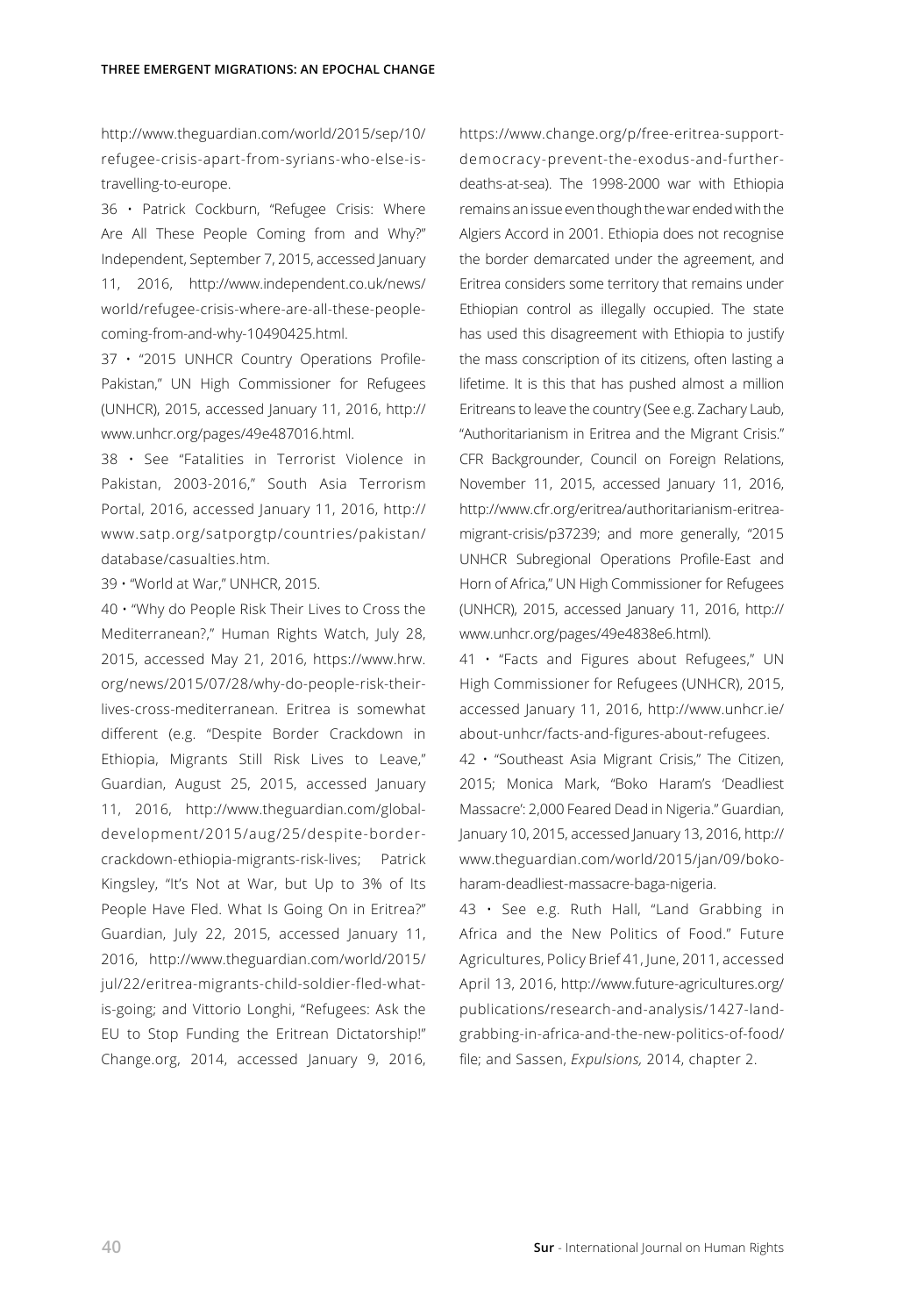http://www.theguardian.com/world/2015/sep/10/refugee-crisis-apart-from-syrians-who-else-is-travelling-to-europe.

36 • Patrick Cockburn, "Refugee Crisis: Where Are All These People Coming from and Why?" Independent, September 7, 2015, accessed January 11, 2016, http://www.independent.co.uk/news/world/refugee-crisis-where-are-all-these-people-coming-from-and-why-10490425.html.

37 • "2015 UNHCR Country Operations Profile-Pakistan," UN High Commissioner for Refugees (UNHCR), 2015, accessed January 11, 2016, http://www.unhcr.org/pages/49e487016.html.

38 • See "Fatalities in Terrorist Violence in Pakistan, 2003-2016," South Asia Terrorism Portal, 2016, accessed January 11, 2016, http://www.satp.org/satporgtp/countries/pakistan/database/casualties.htm.

39 • "World at War," UNHCR, 2015.

40 • "Why do People Risk Their Lives to Cross the Mediterranean?," Human Rights Watch, July 28, 2015, accessed May 21, 2016, https://www.hrw.org/news/2015/07/28/why-do-people-risk-their-lives-cross-mediterranean. Eritrea is somewhat different (e.g. "Despite Border Crackdown in Ethiopia, Migrants Still Risk Lives to Leave," Guardian, August 25, 2015, accessed January 11, 2016, http://www.theguardian.com/global-development/2015/aug/25/despite-border-crackdown-ethiopia-migrants-risk-lives; Patrick Kingsley, "It's Not at War, but Up to 3% of Its People Have Fled. What Is Going On in Eritrea?" Guardian, July 22, 2015, accessed January 11, 2016, http://www.theguardian.com/world/2015/jul/22/eritrea-migrants-child-soldier-fled-what-is-going; and Vittorio Longhi, "Refugees: Ask the EU to Stop Funding the Eritrean Dictatorship!" Change.org, 2014, accessed January 9, 2016, https://www.change.org/p/free-eritrea-support-democracy-prevent-the-exodus-and-further-deaths-at-sea). The 1998-2000 war with Ethiopia remains an issue even though the war ended with the Algiers Accord in 2001. Ethiopia does not recognise the border demarcated under the agreement, and Eritrea considers some territory that remains under Ethiopian control as illegally occupied. The state has used this disagreement with Ethiopia to justify the mass conscription of its citizens, often lasting a lifetime. It is this that has pushed almost a million Eritreans to leave the country (See e.g. Zachary Laub, "Authoritarianism in Eritrea and the Migrant Crisis." CFR Backgrounder, Council on Foreign Relations, November 11, 2015, accessed January 11, 2016, http://www.cfr.org/eritrea/authoritarianism-eritrea-migrant-crisis/p37239; and more generally, "2015 UNHCR Subregional Operations Profile-East and Horn of Africa," UN High Commissioner for Refugees (UNHCR), 2015, accessed January 11, 2016, http://www.unhcr.org/pages/49e4838e6.html).

41 • "Facts and Figures about Refugees," UN High Commissioner for Refugees (UNHCR), 2015, accessed January 11, 2016, http://www.unhcr.ie/about-unhcr/facts-and-figures-about-refugees.

42 • "Southeast Asia Migrant Crisis," The Citizen, 2015; Monica Mark, "Boko Haram's 'Deadliest Massacre': 2,000 Feared Dead in Nigeria." Guardian, January 10, 2015, accessed January 13, 2016, http://www.theguardian.com/world/2015/jan/09/boko-haram-deadliest-massacre-baga-nigeria.

43 • See e.g. Ruth Hall, "Land Grabbing in Africa and the New Politics of Food." Future Agricultures, Policy Brief 41, June, 2011, accessed April 13, 2016, http://www.future-agricultures.org/publications/research-and-analysis/1427-land-grabbing-in-africa-and-the-new-politics-of-food/file; and Sassen, *Expulsions,* 2014, chapter 2.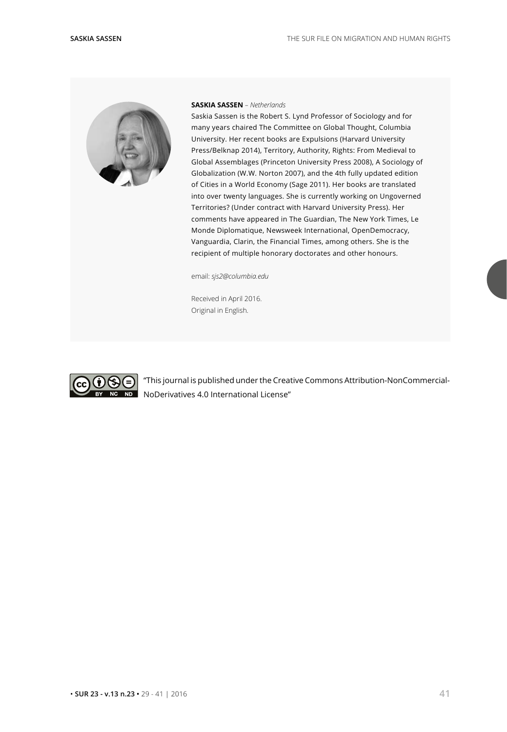**SASKIA SASSEN** – *Netherlands*

Saskia Sassen is the Robert S. Lynd Professor of Sociology and for many years chaired The Committee on Global Thought, Columbia University. Her recent books are Expulsions (Harvard University Press/Belknap 2014), Territory, Authority, Rights: From Medieval to Global Assemblages (Princeton University Press 2008), A Sociology of Globalization (W.W. Norton 2007), and the 4th fully updated edition of Cities in a World Economy (Sage 2011). Her books are translated into over twenty languages. She is currently working on Ungoverned Territories? (Under contract with Harvard University Press). Her comments have appeared in The Guardian, The New York Times, Le Monde Diplomatique, Newsweek International, OpenDemocracy, Vanguardia, Clarin, the Financial Times, among others. She is the recipient of multiple honorary doctorates and other honours.

email: *sjs2@columbia.edu*

Received in April 2016.
Original in English.

"This journal is published under the Creative Commons Attribution-NonCommercial-NoDerivatives 4.0 International License"